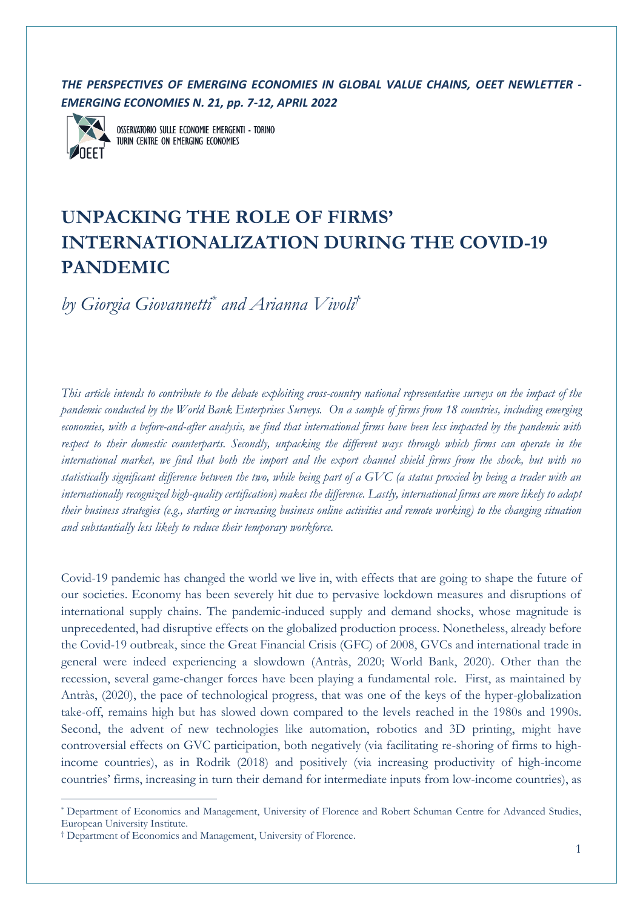*THE PERSPECTIVES OF EMERGING ECONOMIES IN GLOBAL VALUE CHAINS, OEET NEWLETTER - EMERGING ECONOMIES N. 21, pp. 7-12, APRIL 2022*

OSSERVATORIO SULLE ECONOMIE EMERGENTI - TORINO
TURIN CENTRE ON EMERGING ECONOMIES

# UNPACKING THE ROLE OF FIRMS' INTERNATIONALIZATION DURING THE COVID-19 PANDEMIC

*by Giorgia Giovannetti[\*] and Arianna Vivoli[†]*

*This article intends to contribute to the debate exploiting cross-country national representative surveys on the impact of the pandemic conducted by the World Bank Enterprises Surveys. On a sample of firms from 18 countries, including emerging economies, with a before-and-after analysis, we find that international firms have been less impacted by the pandemic with respect to their domestic counterparts. Secondly, unpacking the different ways through which firms can operate in the international market, we find that both the import and the export channel shield firms from the shock, but with no statistically significant difference between the two, while being part of a GVC (a status proxied by being a trader with an internationally recognized high-quality certification) makes the difference. Lastly, international firms are more likely to adapt their business strategies (e.g., starting or increasing business online activities and remote working) to the changing situation and substantially less likely to reduce their temporary workforce.*

Covid-19 pandemic has changed the world we live in, with effects that are going to shape the future of our societies. Economy has been severely hit due to pervasive lockdown measures and disruptions of international supply chains. The pandemic-induced supply and demand shocks, whose magnitude is unprecedented, had disruptive effects on the globalized production process. Nonetheless, already before the Covid-19 outbreak, since the Great Financial Crisis (GFC) of 2008, GVCs and international trade in general were indeed experiencing a slowdown (Antràs, 2020; World Bank, 2020). Other than the recession, several game-changer forces have been playing a fundamental role. First, as maintained by Antràs, (2020), the pace of technological progress, that was one of the keys of the hyper-globalization take-off, remains high but has slowed down compared to the levels reached in the 1980s and 1990s. Second, the advent of new technologies like automation, robotics and 3D printing, might have controversial effects on GVC participation, both negatively (via facilitating re-shoring of firms to high-income countries), as in Rodrik (2018) and positively (via increasing productivity of high-income countries' firms, increasing in turn their demand for intermediate inputs from low-income countries), as

[\*] Department of Economics and Management, University of Florence and Robert Schuman Centre for Advanced Studies, European University Institute.

[†] Department of Economics and Management, University of Florence.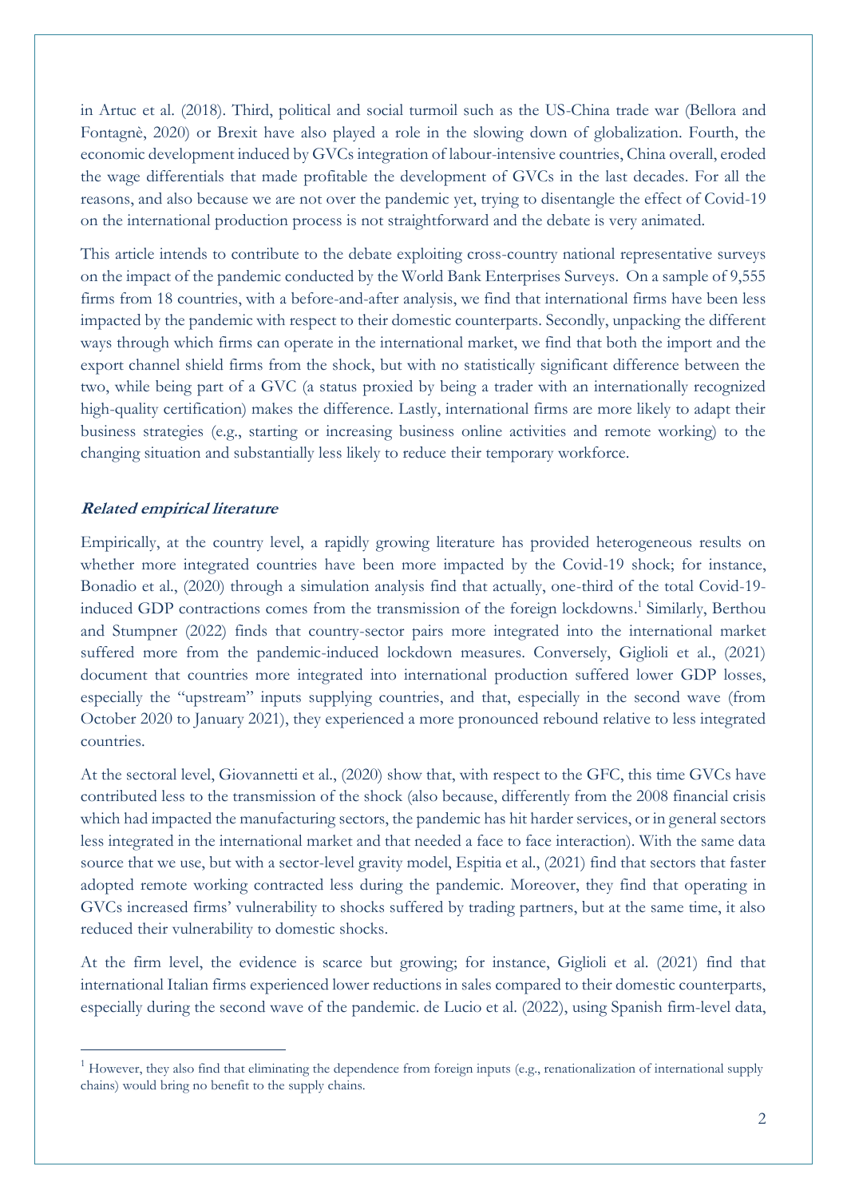in Artuc et al. (2018). Third, political and social turmoil such as the US-China trade war (Bellora and Fontagnè, 2020) or Brexit have also played a role in the slowing down of globalization. Fourth, the economic development induced by GVCs integration of labour-intensive countries, China overall, eroded the wage differentials that made profitable the development of GVCs in the last decades. For all the reasons, and also because we are not over the pandemic yet, trying to disentangle the effect of Covid-19 on the international production process is not straightforward and the debate is very animated.

This article intends to contribute to the debate exploiting cross-country national representative surveys on the impact of the pandemic conducted by the World Bank Enterprises Surveys. On a sample of 9,555 firms from 18 countries, with a before-and-after analysis, we find that international firms have been less impacted by the pandemic with respect to their domestic counterparts. Secondly, unpacking the different ways through which firms can operate in the international market, we find that both the import and the export channel shield firms from the shock, but with no statistically significant difference between the two, while being part of a GVC (a status proxied by being a trader with an internationally recognized high-quality certification) makes the difference. Lastly, international firms are more likely to adapt their business strategies (e.g., starting or increasing business online activities and remote working) to the changing situation and substantially less likely to reduce their temporary workforce.

### *Related empirical literature*

Empirically, at the country level, a rapidly growing literature has provided heterogeneous results on whether more integrated countries have been more impacted by the Covid-19 shock; for instance, Bonadio et al., (2020) through a simulation analysis find that actually, one-third of the total Covid-19-induced GDP contractions comes from the transmission of the foreign lockdowns.[1] Similarly, Berthou and Stumpner (2022) finds that country-sector pairs more integrated into the international market suffered more from the pandemic-induced lockdown measures. Conversely, Giglioli et al., (2021) document that countries more integrated into international production suffered lower GDP losses, especially the "upstream" inputs supplying countries, and that, especially in the second wave (from October 2020 to January 2021), they experienced a more pronounced rebound relative to less integrated countries.

At the sectoral level, Giovannetti et al., (2020) show that, with respect to the GFC, this time GVCs have contributed less to the transmission of the shock (also because, differently from the 2008 financial crisis which had impacted the manufacturing sectors, the pandemic has hit harder services, or in general sectors less integrated in the international market and that needed a face to face interaction). With the same data source that we use, but with a sector-level gravity model, Espitia et al., (2021) find that sectors that faster adopted remote working contracted less during the pandemic. Moreover, they find that operating in GVCs increased firms' vulnerability to shocks suffered by trading partners, but at the same time, it also reduced their vulnerability to domestic shocks.

At the firm level, the evidence is scarce but growing; for instance, Giglioli et al. (2021) find that international Italian firms experienced lower reductions in sales compared to their domestic counterparts, especially during the second wave of the pandemic. de Lucio et al. (2022), using Spanish firm-level data,

[1] However, they also find that eliminating the dependence from foreign inputs (e.g., renationalization of international supply chains) would bring no benefit to the supply chains.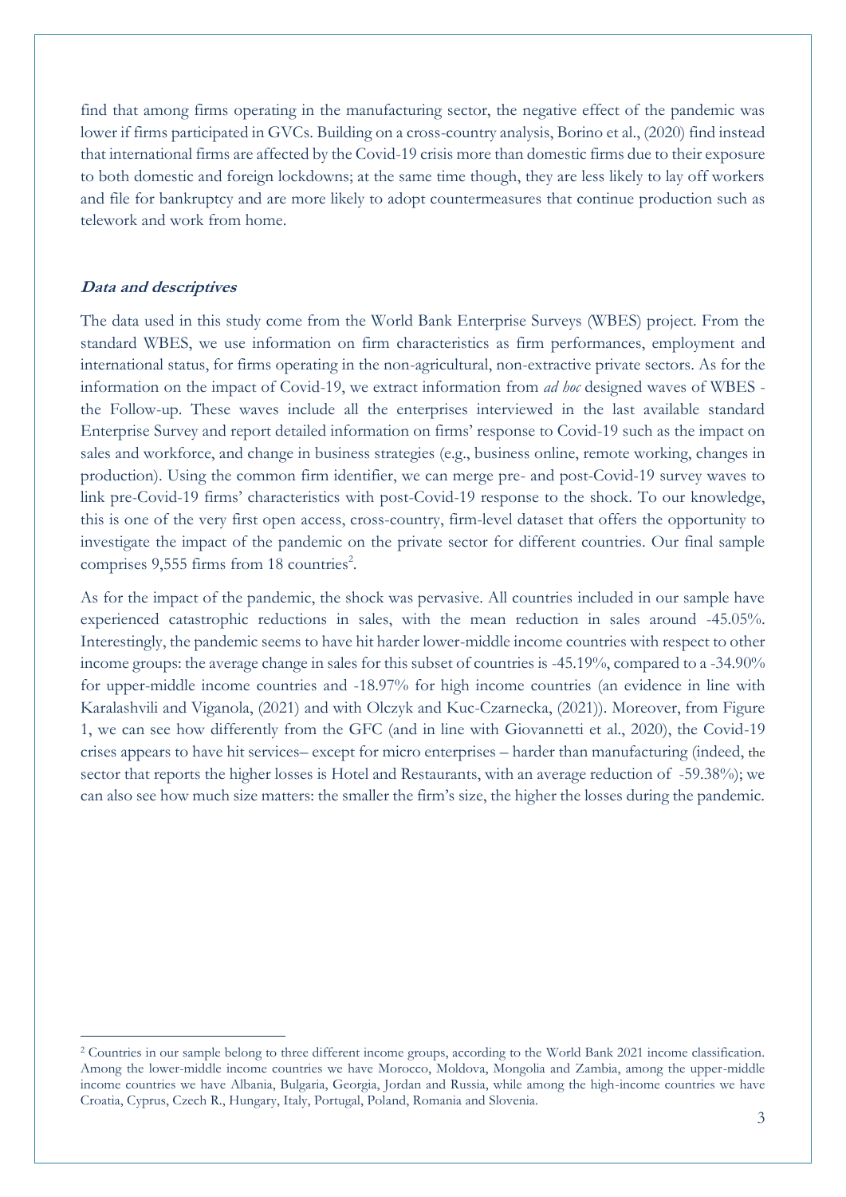find that among firms operating in the manufacturing sector, the negative effect of the pandemic was lower if firms participated in GVCs. Building on a cross-country analysis, Borino et al., (2020) find instead that international firms are affected by the Covid-19 crisis more than domestic firms due to their exposure to both domestic and foreign lockdowns; at the same time though, they are less likely to lay off workers and file for bankruptcy and are more likely to adopt countermeasures that continue production such as telework and work from home.

***Data and descriptives***

The data used in this study come from the World Bank Enterprise Surveys (WBES) project. From the standard WBES, we use information on firm characteristics as firm performances, employment and international status, for firms operating in the non-agricultural, non-extractive private sectors. As for the information on the impact of Covid-19, we extract information from *ad hoc* designed waves of WBES - the Follow-up. These waves include all the enterprises interviewed in the last available standard Enterprise Survey and report detailed information on firms' response to Covid-19 such as the impact on sales and workforce, and change in business strategies (e.g., business online, remote working, changes in production). Using the common firm identifier, we can merge pre- and post-Covid-19 survey waves to link pre-Covid-19 firms' characteristics with post-Covid-19 response to the shock. To our knowledge, this is one of the very first open access, cross-country, firm-level dataset that offers the opportunity to investigate the impact of the pandemic on the private sector for different countries. Our final sample comprises 9,555 firms from 18 countries[2].

As for the impact of the pandemic, the shock was pervasive. All countries included in our sample have experienced catastrophic reductions in sales, with the mean reduction in sales around -45.05%. Interestingly, the pandemic seems to have hit harder lower-middle income countries with respect to other income groups: the average change in sales for this subset of countries is -45.19%, compared to a -34.90% for upper-middle income countries and -18.97% for high income countries (an evidence in line with Karalashvili and Viganola, (2021) and with Olczyk and Kuc-Czarnecka, (2021)). Moreover, from Figure 1, we can see how differently from the GFC (and in line with Giovannetti et al., 2020), the Covid-19 crises appears to have hit services– except for micro enterprises – harder than manufacturing (indeed, the sector that reports the higher losses is Hotel and Restaurants, with an average reduction of -59.38%); we can also see how much size matters: the smaller the firm's size, the higher the losses during the pandemic.

[2] Countries in our sample belong to three different income groups, according to the World Bank 2021 income classification. Among the lower-middle income countries we have Morocco, Moldova, Mongolia and Zambia, among the upper-middle income countries we have Albania, Bulgaria, Georgia, Jordan and Russia, while among the high-income countries we have Croatia, Cyprus, Czech R., Hungary, Italy, Portugal, Poland, Romania and Slovenia.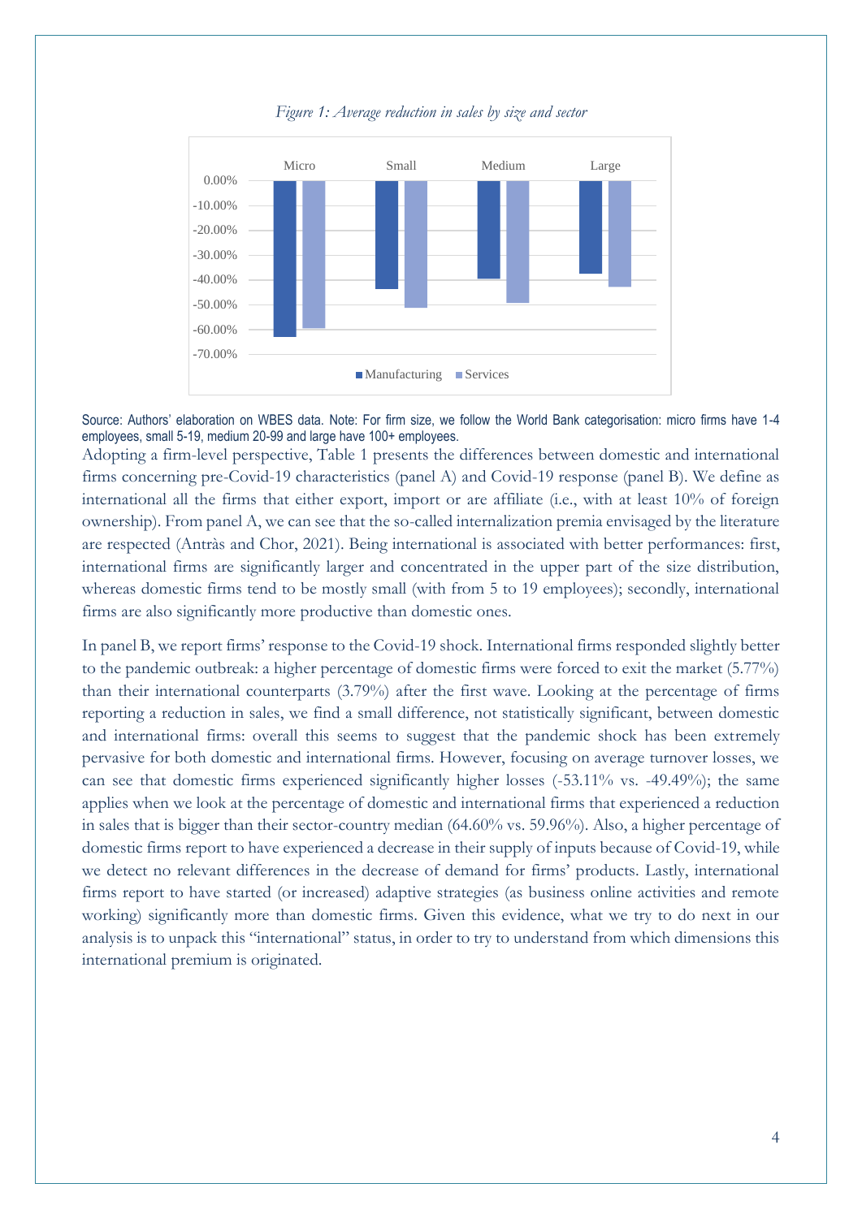*Figure 1: Average reduction in sales by size and sector*

Source: Authors' elaboration on WBES data. Note: For firm size, we follow the World Bank categorisation: micro firms have 1-4 employees, small 5-19, medium 20-99 and large have 100+ employees.

Adopting a firm-level perspective, Table 1 presents the differences between domestic and international firms concerning pre-Covid-19 characteristics (panel A) and Covid-19 response (panel B). We define as international all the firms that either export, import or are affiliate (i.e., with at least 10% of foreign ownership). From panel A, we can see that the so-called internalization premia envisaged by the literature are respected (Antràs and Chor, 2021). Being international is associated with better performances: first, international firms are significantly larger and concentrated in the upper part of the size distribution, whereas domestic firms tend to be mostly small (with from 5 to 19 employees); secondly, international firms are also significantly more productive than domestic ones.

In panel B, we report firms' response to the Covid-19 shock. International firms responded slightly better to the pandemic outbreak: a higher percentage of domestic firms were forced to exit the market (5.77%) than their international counterparts (3.79%) after the first wave. Looking at the percentage of firms reporting a reduction in sales, we find a small difference, not statistically significant, between domestic and international firms: overall this seems to suggest that the pandemic shock has been extremely pervasive for both domestic and international firms. However, focusing on average turnover losses, we can see that domestic firms experienced significantly higher losses (-53.11% vs. -49.49%); the same applies when we look at the percentage of domestic and international firms that experienced a reduction in sales that is bigger than their sector-country median (64.60% vs. 59.96%). Also, a higher percentage of domestic firms report to have experienced a decrease in their supply of inputs because of Covid-19, while we detect no relevant differences in the decrease of demand for firms' products. Lastly, international firms report to have started (or increased) adaptive strategies (as business online activities and remote working) significantly more than domestic firms. Given this evidence, what we try to do next in our analysis is to unpack this "international" status, in order to try to understand from which dimensions this international premium is originated.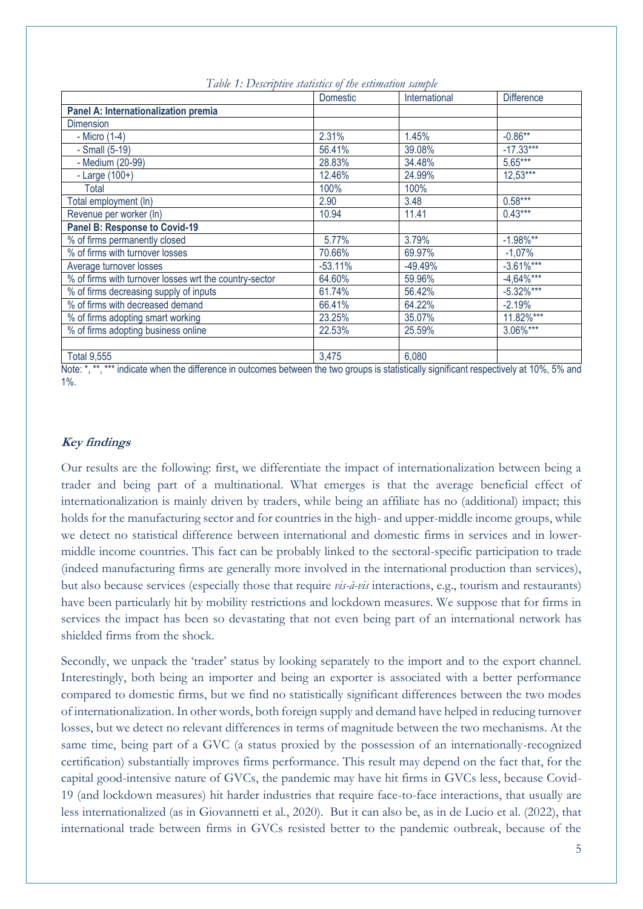*Table 1: Descriptive statistics of the estimation sample*

| | Domestic | International | Difference |
|---|---|---|---|
| **Panel A: Internationalization premia** | | | |
| Dimension | | | |
| - Micro (1-4) | 2.31% | 1.45% | -0.86** |
| - Small (5-19) | 56.41% | 39.08% | -17.33*** |
| - Medium (20-99) | 28.83% | 34.48% | 5.65*** |
| - Large (100+) | 12.46% | 24.99% | 12,53*** |
| Total | 100% | 100% | |
| Total employment (ln) | 2.90 | 3.48 | 0.58*** |
| Revenue per worker (ln) | 10.94 | 11.41 | 0.43*** |
| **Panel B: Response to Covid-19** | | | |
| % of firms permanently closed | 5.77% | 3.79% | -1.98%** |
| % of firms with turnover losses | 70.66% | 69.97% | -1,07% |
| Average turnover losses | -53.11% | -49.49% | -3.61%*** |
| % of firms with turnover losses wrt the country-sector | 64.60% | 59.96% | -4,64%*** |
| % of firms decreasing supply of inputs | 61.74% | 56.42% | -5.32%*** |
| % of firms with decreased demand | 66.41% | 64.22% | -2.19% |
| % of firms adopting smart working | 23.25% | 35.07% | 11.82%*** |
| % of firms adopting business online | 22.53% | 25.59% | 3.06%*** |
| | | | |
| Total 9,555 | 3,475 | 6,080 | |

Note: *, **, *** indicate when the difference in outcomes between the two groups is statistically significant respectively at 10%, 5% and 1%.

### *Key findings*

Our results are the following: first, we differentiate the impact of internationalization between being a trader and being part of a multinational. What emerges is that the average beneficial effect of internationalization is mainly driven by traders, while being an affiliate has no (additional) impact; this holds for the manufacturing sector and for countries in the high- and upper-middle income groups, while we detect no statistical difference between international and domestic firms in services and in lower-middle income countries. This fact can be probably linked to the sectoral-specific participation to trade (indeed manufacturing firms are generally more involved in the international production than services), but also because services (especially those that require *vis-à-vis* interactions, e.g., tourism and restaurants) have been particularly hit by mobility restrictions and lockdown measures. We suppose that for firms in services the impact has been so devastating that not even being part of an international network has shielded firms from the shock.

Secondly, we unpack the 'trader' status by looking separately to the import and to the export channel. Interestingly, both being an importer and being an exporter is associated with a better performance compared to domestic firms, but we find no statistically significant differences between the two modes of internationalization. In other words, both foreign supply and demand have helped in reducing turnover losses, but we detect no relevant differences in terms of magnitude between the two mechanisms. At the same time, being part of a GVC (a status proxied by the possession of an internationally-recognized certification) substantially improves firms performance. This result may depend on the fact that, for the capital good-intensive nature of GVCs, the pandemic may have hit firms in GVCs less, because Covid-19 (and lockdown measures) hit harder industries that require face-to-face interactions, that usually are less internationalized (as in Giovannetti et al., 2020). But it can also be, as in de Lucio et al. (2022), that international trade between firms in GVCs resisted better to the pandemic outbreak, because of the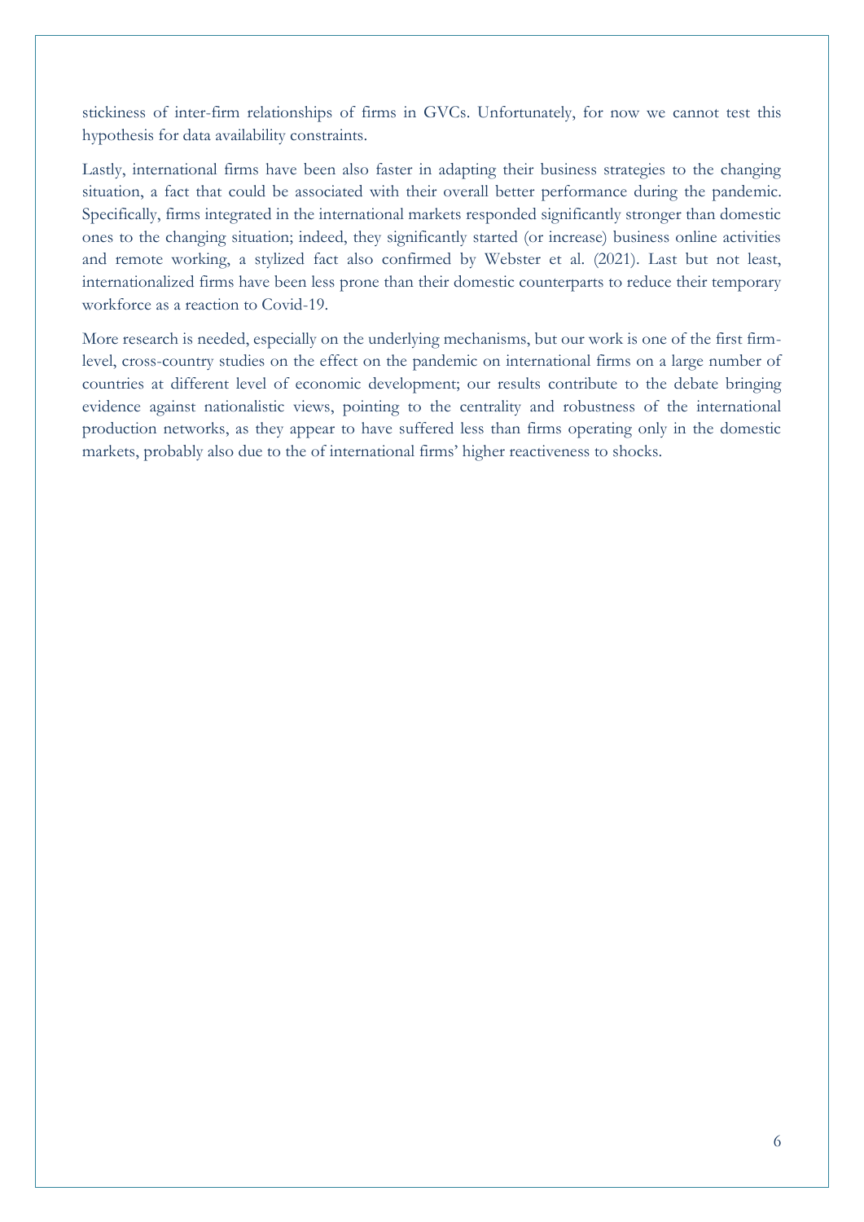stickiness of inter-firm relationships of firms in GVCs. Unfortunately, for now we cannot test this hypothesis for data availability constraints.

Lastly, international firms have been also faster in adapting their business strategies to the changing situation, a fact that could be associated with their overall better performance during the pandemic. Specifically, firms integrated in the international markets responded significantly stronger than domestic ones to the changing situation; indeed, they significantly started (or increase) business online activities and remote working, a stylized fact also confirmed by Webster et al. (2021). Last but not least, internationalized firms have been less prone than their domestic counterparts to reduce their temporary workforce as a reaction to Covid-19.

More research is needed, especially on the underlying mechanisms, but our work is one of the first firm-level, cross-country studies on the effect on the pandemic on international firms on a large number of countries at different level of economic development; our results contribute to the debate bringing evidence against nationalistic views, pointing to the centrality and robustness of the international production networks, as they appear to have suffered less than firms operating only in the domestic markets, probably also due to the of international firms' higher reactiveness to shocks.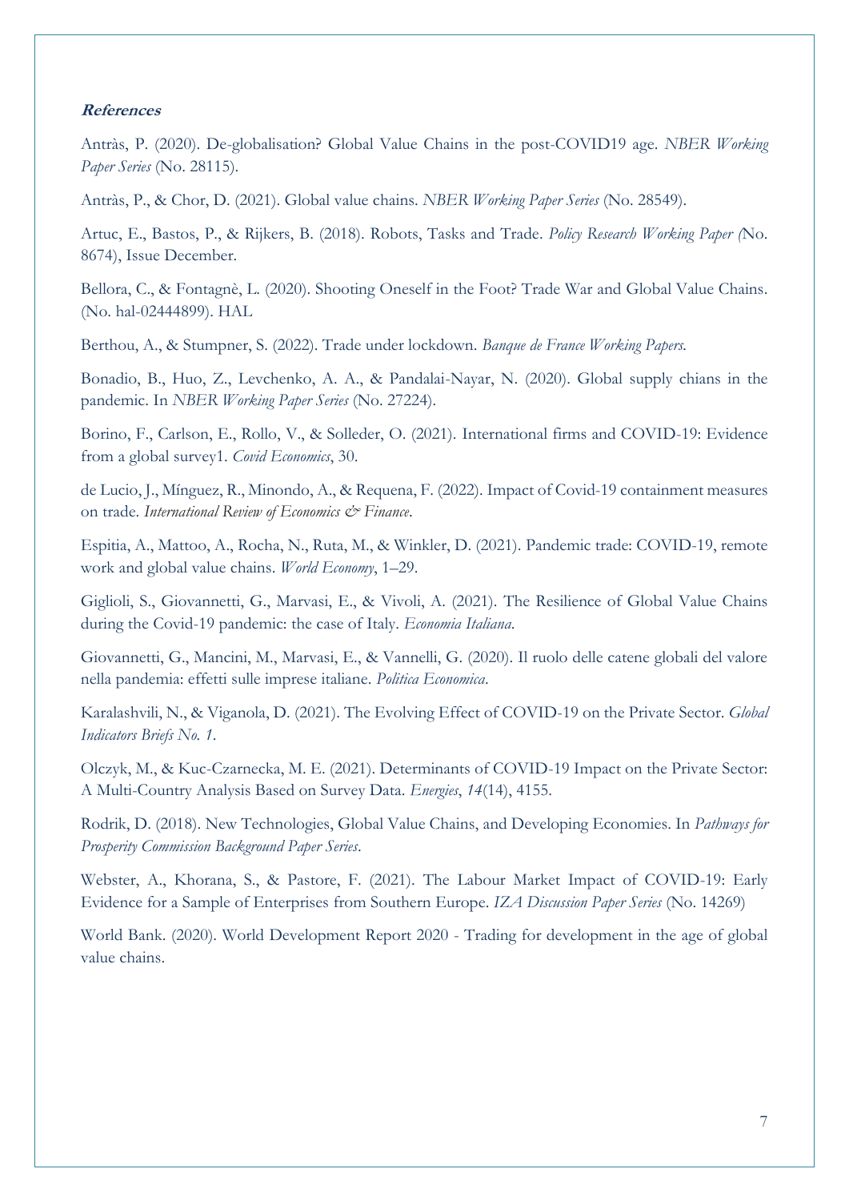**References**

Antràs, P. (2020). De-globalisation? Global Value Chains in the post-COVID19 age. *NBER Working Paper Series* (No. 28115).

Antràs, P., & Chor, D. (2021). Global value chains. *NBER Working Paper Series* (No. 28549).

Artuc, E., Bastos, P., & Rijkers, B. (2018). Robots, Tasks and Trade. *Policy Research Working Paper (*No. 8674), Issue December.

Bellora, C., & Fontagnè, L. (2020). Shooting Oneself in the Foot? Trade War and Global Value Chains. (No. hal-02444899). HAL

Berthou, A., & Stumpner, S. (2022). Trade under lockdown. *Banque de France Working Papers.*

Bonadio, B., Huo, Z., Levchenko, A. A., & Pandalai-Nayar, N. (2020). Global supply chians in the pandemic. In *NBER Working Paper Series* (No. 27224).

Borino, F., Carlson, E., Rollo, V., & Solleder, O. (2021). International firms and COVID-19: Evidence from a global survey1. *Covid Economics*, 30.

de Lucio, J., Mínguez, R., Minondo, A., & Requena, F. (2022). Impact of Covid-19 containment measures on trade. *International Review of Economics & Finance*.

Espitia, A., Mattoo, A., Rocha, N., Ruta, M., & Winkler, D. (2021). Pandemic trade: COVID-19, remote work and global value chains. *World Economy*, 1–29.

Giglioli, S., Giovannetti, G., Marvasi, E., & Vivoli, A. (2021). The Resilience of Global Value Chains during the Covid-19 pandemic: the case of Italy. *Economia Italiana*.

Giovannetti, G., Mancini, M., Marvasi, E., & Vannelli, G. (2020). Il ruolo delle catene globali del valore nella pandemia: effetti sulle imprese italiane. *Politica Economica*.

Karalashvili, N., & Viganola, D. (2021). The Evolving Effect of COVID-19 on the Private Sector. *Global Indicators Briefs No. 1*.

Olczyk, M., & Kuc-Czarnecka, M. E. (2021). Determinants of COVID-19 Impact on the Private Sector: A Multi-Country Analysis Based on Survey Data. *Energies*, *14*(14), 4155.

Rodrik, D. (2018). New Technologies, Global Value Chains, and Developing Economies. In *Pathways for Prosperity Commission Background Paper Series*.

Webster, A., Khorana, S., & Pastore, F. (2021). The Labour Market Impact of COVID-19: Early Evidence for a Sample of Enterprises from Southern Europe. *IZA Discussion Paper Series* (No. 14269)

World Bank. (2020). World Development Report 2020 - Trading for development in the age of global value chains.